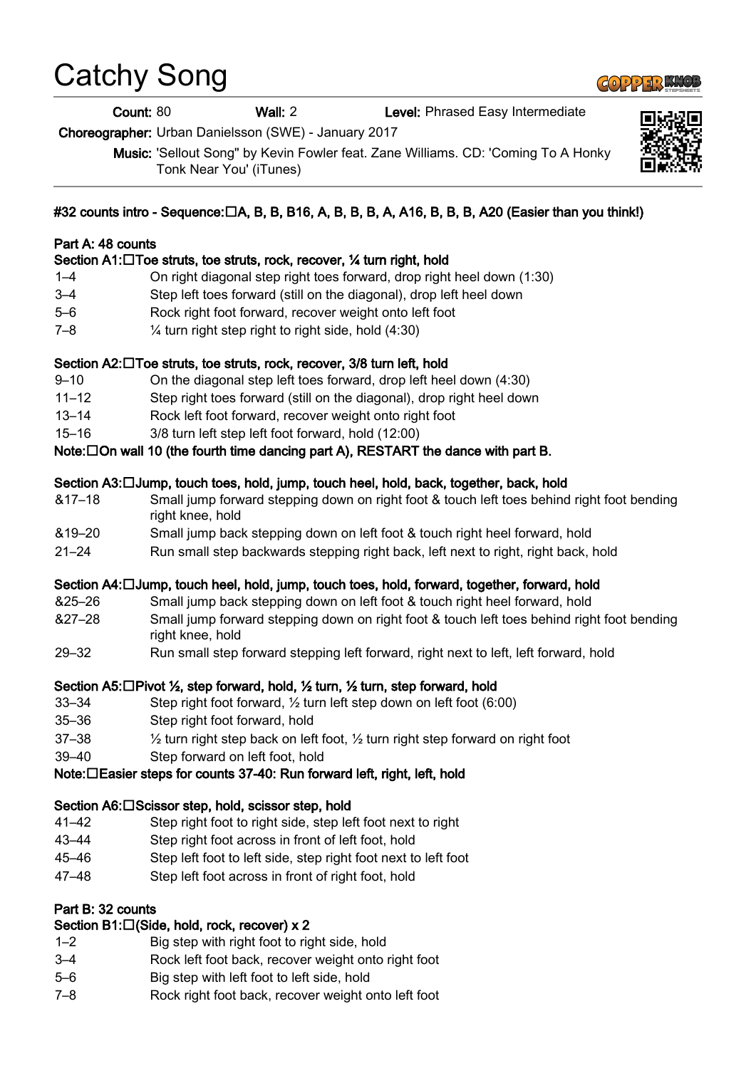# Catchy Song

**Count:** 80 **Wall:** 2 **Level:** Phrased Easy Intermediate

**Choreographer:** Urban Danielsson (SWE) - January 2017

**Music:** 'Sellout Song'' by Kevin Fowler feat. Zane Williams. CD: 'Coming To A Honky Tonk Near You' (iTunes)

**#32 counts intro - Sequence: A, B, B, B16, A, B, B, B, A, A16, B, B, B, A20 (Easier than you think!)**

**Part A: 48 counts**

**Section A1: Toe struts, toe struts, rock, recover, ¼ turn right, hold**

| | |
|---|---|
| 1–4 | On right diagonal step right toes forward, drop right heel down (1:30) |
| 3–4 | Step left toes forward (still on the diagonal), drop left heel down |
| 5–6 | Rock right foot forward, recover weight onto left foot |
| 7–8 | ¼ turn right step right to right side, hold (4:30) |

**Section A2: Toe struts, toe struts, rock, recover, 3/8 turn left, hold**

| | |
|---|---|
| 9–10 | On the diagonal step left toes forward, drop left heel down (4:30) |
| 11–12 | Step right toes forward (still on the diagonal), drop right heel down |
| 13–14 | Rock left foot forward, recover weight onto right foot |
| 15–16 | 3/8 turn left step left foot forward, hold (12:00) |

**Note: On wall 10 (the fourth time dancing part A), RESTART the dance with part B.**

**Section A3: Jump, touch toes, hold, jump, touch heel, hold, back, together, back, hold**

| | |
|---|---|
| &17–18 | Small jump forward stepping down on right foot & touch left toes behind right foot bending right knee, hold |
| &19–20 | Small jump back stepping down on left foot & touch right heel forward, hold |
| 21–24 | Run small step backwards stepping right back, left next to right, right back, hold |

**Section A4: Jump, touch heel, hold, jump, touch toes, hold, forward, together, forward, hold**

| | |
|---|---|
| &25–26 | Small jump back stepping down on left foot & touch right heel forward, hold |
| &27–28 | Small jump forward stepping down on right foot & touch left toes behind right foot bending right knee, hold |
| 29–32 | Run small step forward stepping left forward, right next to left, left forward, hold |

**Section A5: Pivot ½, step forward, hold, ½ turn, ½ turn, step forward, hold**

| | |
|---|---|
| 33–34 | Step right foot forward, ½ turn left step down on left foot (6:00) |
| 35–36 | Step right foot forward, hold |
| 37–38 | ½ turn right step back on left foot, ½ turn right step forward on right foot |
| 39–40 | Step forward on left foot, hold |

**Note: Easier steps for counts 37-40: Run forward left, right, left, hold**

**Section A6: Scissor step, hold, scissor step, hold**

| | |
|---|---|
| 41–42 | Step right foot to right side, step left foot next to right |
| 43–44 | Step right foot across in front of left foot, hold |
| 45–46 | Step left foot to left side, step right foot next to left foot |
| 47–48 | Step left foot across in front of right foot, hold |

**Part B: 32 counts**

**Section B1: (Side, hold, rock, recover) x 2**

| | |
|---|---|
| 1–2 | Big step with right foot to right side, hold |
| 3–4 | Rock left foot back, recover weight onto right foot |
| 5–6 | Big step with left foot to left side, hold |
| 7–8 | Rock right foot back, recover weight onto left foot |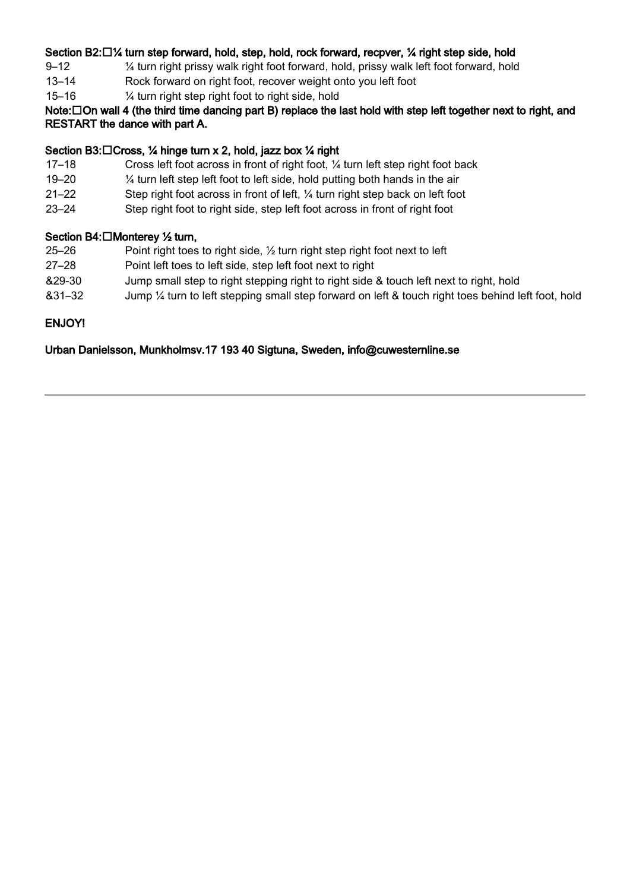**Section B2: ¼ turn step forward, hold, step, hold, rock forward, recpver, ¼ right step side, hold**

| | |
|---|---|
| 9–12 | ¼ turn right prissy walk right foot forward, hold, prissy walk left foot forward, hold |
| 13–14 | Rock forward on right foot, recover weight onto you left foot |
| 15–16 | ¼ turn right step right foot to right side, hold |

**Note: On wall 4 (the third time dancing part B) replace the last hold with step left together next to right, and RESTART the dance with part A.**

**Section B3: Cross, ¼ hinge turn x 2, hold, jazz box ¼ right**

| | |
|---|---|
| 17–18 | Cross left foot across in front of right foot, ¼ turn left step right foot back |
| 19–20 | ¼ turn left step left foot to left side, hold putting both hands in the air |
| 21–22 | Step right foot across in front of left, ¼ turn right step back on left foot |
| 23–24 | Step right foot to right side, step left foot across in front of right foot |

**Section B4: Monterey ½ turn,**

| | |
|---|---|
| 25–26 | Point right toes to right side, ½ turn right step right foot next to left |
| 27–28 | Point left toes to left side, step left foot next to right |
| &29-30 | Jump small step to right stepping right to right side & touch left next to right, hold |
| &31–32 | Jump ¼ turn to left stepping small step forward on left & touch right toes behind left foot, hold |

**ENJOY!**

**Urban Danielsson, Munkholmsv.17 193 40 Sigtuna, Sweden, info@cuwesternline.se**

---